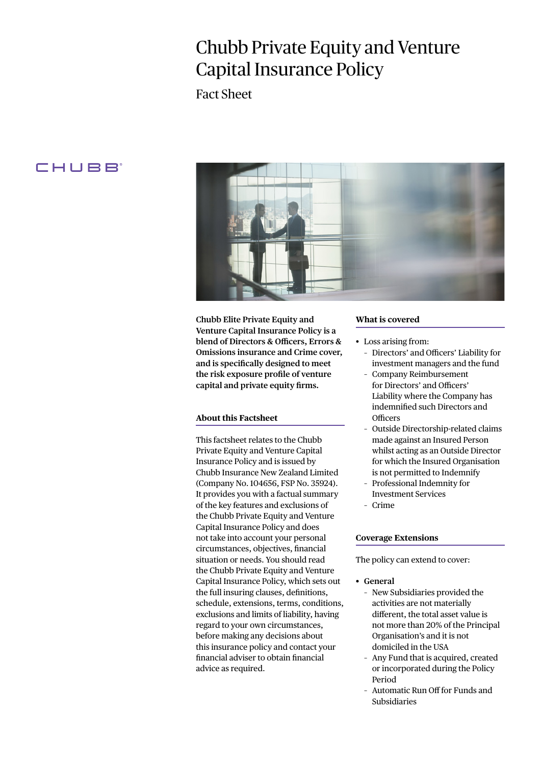# Chubb Private Equity and Venture Capital Insurance Policy

Fact Sheet

CHUBB

**Chubb Elite Private Equity and Venture Capital Insurance Policy is a blend of Directors & Officers, Errors & Omissions insurance and Crime cover, and is specifically designed to meet the risk exposure profile of venture capital and private equity firms.**

## About this Factsheet

This factsheet relates to the Chubb Private Equity and Venture Capital Insurance Policy and is issued by Chubb Insurance New Zealand Limited (Company No. 104656, FSP No. 35924). It provides you with a factual summary of the key features and exclusions of the Chubb Private Equity and Venture Capital Insurance Policy and does not take into account your personal circumstances, objectives, financial situation or needs. You should read the Chubb Private Equity and Venture Capital Insurance Policy, which sets out the full insuring clauses, definitions, schedule, extensions, terms, conditions, exclusions and limits of liability, having regard to your own circumstances, before making any decisions about this insurance policy and contact your financial adviser to obtain financial advice as required.

## What is covered

- Loss arising from:
  - Directors' and Officers' Liability for investment managers and the fund
  - Company Reimbursement for Directors' and Officers' Liability where the Company has indemnified such Directors and Officers
  - Outside Directorship-related claims made against an Insured Person whilst acting as an Outside Director for which the Insured Organisation is not permitted to Indemnify
  - Professional Indemnity for Investment Services
  - Crime

## Coverage Extensions

The policy can extend to cover:

- **General**
  - New Subsidiaries provided the activities are not materially different, the total asset value is not more than 20% of the Principal Organisation's and it is not domiciled in the USA
  - Any Fund that is acquired, created or incorporated during the Policy Period
  - Automatic Run Off for Funds and Subsidiaries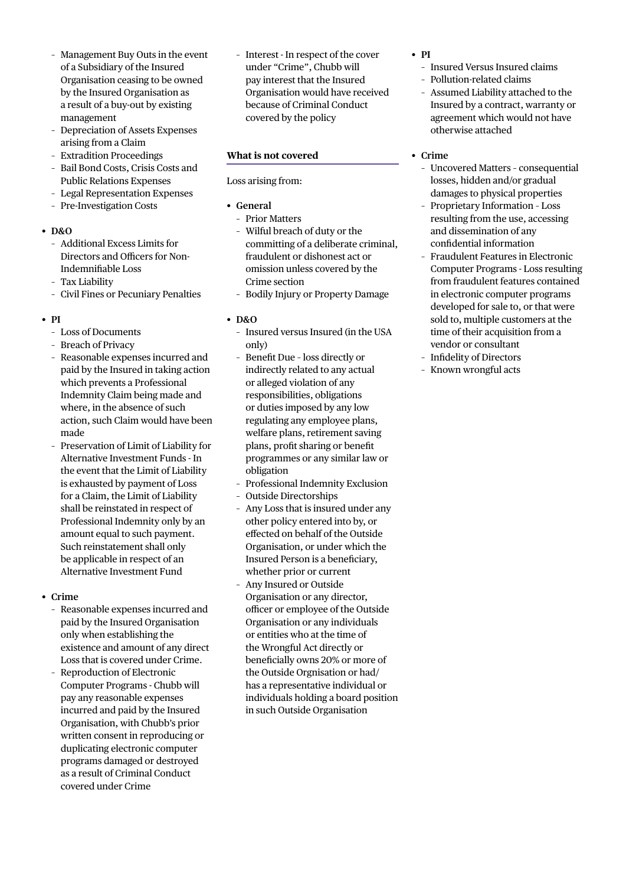- Management Buy Outs in the event of a Subsidiary of the Insured Organisation ceasing to be owned by the Insured Organisation as a result of a buy-out by existing management
- Depreciation of Assets Expenses arising from a Claim
- Extradition Proceedings
- Bail Bond Costs, Crisis Costs and Public Relations Expenses
- Legal Representation Expenses
- Pre-Investigation Costs

- **D&O**
  - Additional Excess Limits for Directors and Officers for Non-Indemnifiable Loss
  - Tax Liability
  - Civil Fines or Pecuniary Penalties

- **PI**
  - Loss of Documents
  - Breach of Privacy
  - Reasonable expenses incurred and paid by the Insured in taking action which prevents a Professional Indemnity Claim being made and where, in the absence of such action, such Claim would have been made
  - Preservation of Limit of Liability for Alternative Investment Funds - In the event that the Limit of Liability is exhausted by payment of Loss for a Claim, the Limit of Liability shall be reinstated in respect of Professional Indemnity only by an amount equal to such payment. Such reinstatement shall only be applicable in respect of an Alternative Investment Fund

- **Crime**
  - Reasonable expenses incurred and paid by the Insured Organisation only when establishing the existence and amount of any direct Loss that is covered under Crime.
  - Reproduction of Electronic Computer Programs - Chubb will pay any reasonable expenses incurred and paid by the Insured Organisation, with Chubb's prior written consent in reproducing or duplicating electronic computer programs damaged or destroyed as a result of Criminal Conduct covered under Crime
  - Interest - In respect of the cover under "Crime", Chubb will pay interest that the Insured Organisation would have received because of Criminal Conduct covered by the policy

**What is not covered**

Loss arising from:

- **General**
  - Prior Matters
  - Wilful breach of duty or the committing of a deliberate criminal, fraudulent or dishonest act or omission unless covered by the Crime section
  - Bodily Injury or Property Damage

- **D&O**
  - Insured versus Insured (in the USA only)
  - Benefit Due - loss directly or indirectly related to any actual or alleged violation of any responsibilities, obligations or duties imposed by any low regulating any employee plans, welfare plans, retirement saving plans, profit sharing or benefit programmes or any similar law or obligation
  - Professional Indemnity Exclusion
  - Outside Directorships
  - Any Loss that is insured under any other policy entered into by, or effected on behalf of the Outside Organisation, or under which the Insured Person is a beneficiary, whether prior or current
  - Any Insured or Outside Organisation or any director, officer or employee of the Outside Organisation or any individuals or entities who at the time of the Wrongful Act directly or beneficially owns 20% or more of the Outside Orgnisation or had/has a representative individual or individuals holding a board position in such Outside Organisation

- **PI**
  - Insured Versus Insured claims
  - Pollution-related claims
  - Assumed Liability attached to the Insured by a contract, warranty or agreement which would not have otherwise attached

- **Crime**
  - Uncovered Matters - consequential losses, hidden and/or gradual damages to physical properties
  - Proprietary Information - Loss resulting from the use, accessing and dissemination of any confidential information
  - Fraudulent Features in Electronic Computer Programs - Loss resulting from fraudulent features contained in electronic computer programs developed for sale to, or that were sold to, multiple customers at the time of their acquisition from a vendor or consultant
  - Infidelity of Directors
  - Known wrongful acts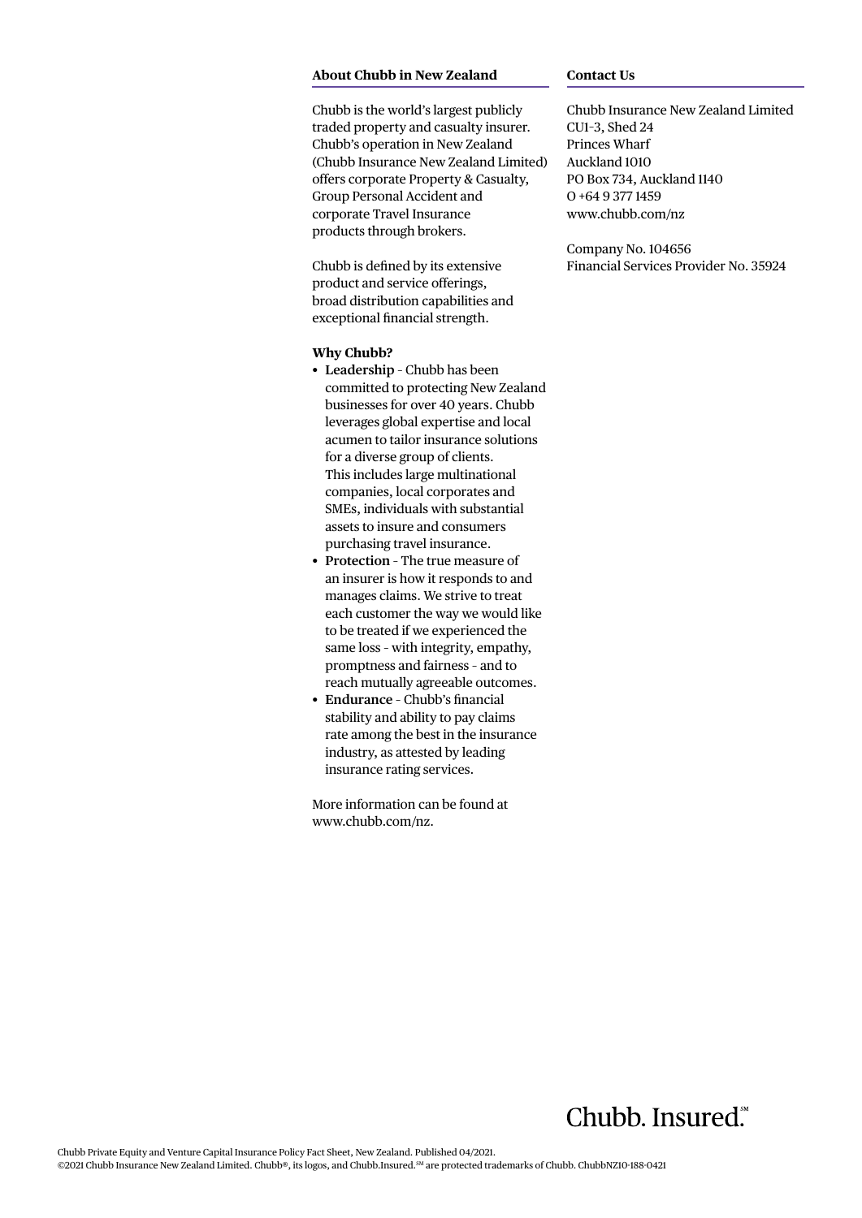## About Chubb in New Zealand

Chubb is the world's largest publicly traded property and casualty insurer. Chubb's operation in New Zealand (Chubb Insurance New Zealand Limited) offers corporate Property & Casualty, Group Personal Accident and corporate Travel Insurance products through brokers.

Chubb is defined by its extensive product and service offerings, broad distribution capabilities and exceptional financial strength.

**Why Chubb?**

- **Leadership** – Chubb has been committed to protecting New Zealand businesses for over 40 years. Chubb leverages global expertise and local acumen to tailor insurance solutions for a diverse group of clients. This includes large multinational companies, local corporates and SMEs, individuals with substantial assets to insure and consumers purchasing travel insurance.
- **Protection** – The true measure of an insurer is how it responds to and manages claims. We strive to treat each customer the way we would like to be treated if we experienced the same loss – with integrity, empathy, promptness and fairness – and to reach mutually agreeable outcomes.
- **Endurance** – Chubb's financial stability and ability to pay claims rate among the best in the insurance industry, as attested by leading insurance rating services.

More information can be found at www.chubb.com/nz.

## Contact Us

Chubb Insurance New Zealand Limited
CU1-3, Shed 24
Princes Wharf
Auckland 1010
PO Box 734, Auckland 1140
O +64 9 377 1459
www.chubb.com/nz

Company No. 104656
Financial Services Provider No. 35924

Chubb. Insured.℠

Chubb Private Equity and Venture Capital Insurance Policy Fact Sheet, New Zealand. Published 04/2021.
©2021 Chubb Insurance New Zealand Limited. Chubb®, its logos, and Chubb.Insured.℠ are protected trademarks of Chubb. ChubbNZ10-188-0421